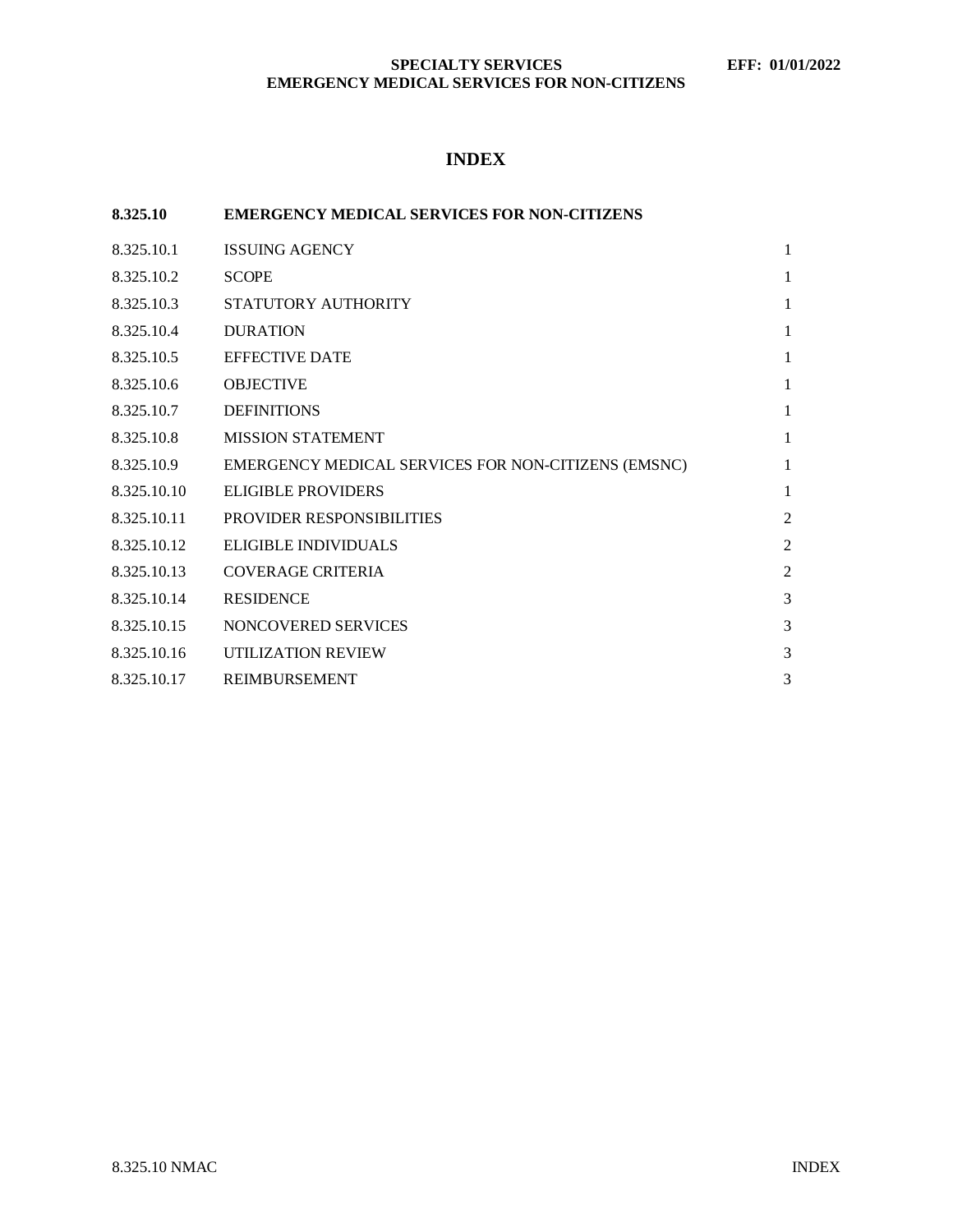# INDEX

| 8.325.10 | EMERGENCY MEDICAL SERVICES FOR NON-CITIZENS | |
|---|---|---|
| 8.325.10.1 | ISSUING AGENCY | 1 |
| 8.325.10.2 | SCOPE | 1 |
| 8.325.10.3 | STATUTORY AUTHORITY | 1 |
| 8.325.10.4 | DURATION | 1 |
| 8.325.10.5 | EFFECTIVE DATE | 1 |
| 8.325.10.6 | OBJECTIVE | 1 |
| 8.325.10.7 | DEFINITIONS | 1 |
| 8.325.10.8 | MISSION STATEMENT | 1 |
| 8.325.10.9 | EMERGENCY MEDICAL SERVICES FOR NON-CITIZENS (EMSNC) | 1 |
| 8.325.10.10 | ELIGIBLE PROVIDERS | 1 |
| 8.325.10.11 | PROVIDER RESPONSIBILITIES | 2 |
| 8.325.10.12 | ELIGIBLE INDIVIDUALS | 2 |
| 8.325.10.13 | COVERAGE CRITERIA | 2 |
| 8.325.10.14 | RESIDENCE | 3 |
| 8.325.10.15 | NONCOVERED SERVICES | 3 |
| 8.325.10.16 | UTILIZATION REVIEW | 3 |
| 8.325.10.17 | REIMBURSEMENT | 3 |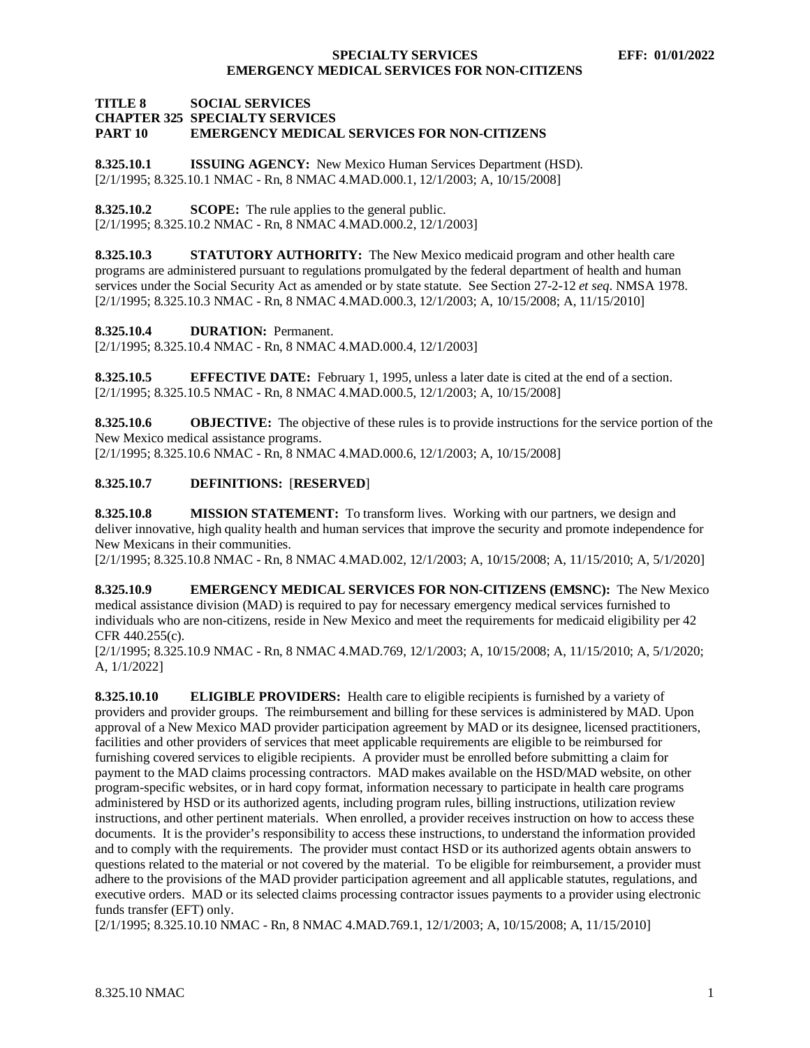**TITLE 8 SOCIAL SERVICES**
**CHAPTER 325 SPECIALTY SERVICES**
**PART 10 EMERGENCY MEDICAL SERVICES FOR NON-CITIZENS**

**8.325.10.1 ISSUING AGENCY:** New Mexico Human Services Department (HSD).
[2/1/1995; 8.325.10.1 NMAC - Rn, 8 NMAC 4.MAD.000.1, 12/1/2003; A, 10/15/2008]

**8.325.10.2 SCOPE:** The rule applies to the general public.
[2/1/1995; 8.325.10.2 NMAC - Rn, 8 NMAC 4.MAD.000.2, 12/1/2003]

**8.325.10.3 STATUTORY AUTHORITY:** The New Mexico medicaid program and other health care programs are administered pursuant to regulations promulgated by the federal department of health and human services under the Social Security Act as amended or by state statute. See Section 27-2-12 *et seq*. NMSA 1978.
[2/1/1995; 8.325.10.3 NMAC - Rn, 8 NMAC 4.MAD.000.3, 12/1/2003; A, 10/15/2008; A, 11/15/2010]

**8.325.10.4 DURATION:** Permanent.
[2/1/1995; 8.325.10.4 NMAC - Rn, 8 NMAC 4.MAD.000.4, 12/1/2003]

**8.325.10.5 EFFECTIVE DATE:** February 1, 1995, unless a later date is cited at the end of a section.
[2/1/1995; 8.325.10.5 NMAC - Rn, 8 NMAC 4.MAD.000.5, 12/1/2003; A, 10/15/2008]

**8.325.10.6 OBJECTIVE:** The objective of these rules is to provide instructions for the service portion of the New Mexico medical assistance programs.
[2/1/1995; 8.325.10.6 NMAC - Rn, 8 NMAC 4.MAD.000.6, 12/1/2003; A, 10/15/2008]

**8.325.10.7 DEFINITIONS:** [**RESERVED**]

**8.325.10.8 MISSION STATEMENT:** To transform lives. Working with our partners, we design and deliver innovative, high quality health and human services that improve the security and promote independence for New Mexicans in their communities.
[2/1/1995; 8.325.10.8 NMAC - Rn, 8 NMAC 4.MAD.002, 12/1/2003; A, 10/15/2008; A, 11/15/2010; A, 5/1/2020]

**8.325.10.9 EMERGENCY MEDICAL SERVICES FOR NON-CITIZENS (EMSNC):** The New Mexico medical assistance division (MAD) is required to pay for necessary emergency medical services furnished to individuals who are non-citizens, reside in New Mexico and meet the requirements for medicaid eligibility per 42 CFR 440.255(c).
[2/1/1995; 8.325.10.9 NMAC - Rn, 8 NMAC 4.MAD.769, 12/1/2003; A, 10/15/2008; A, 11/15/2010; A, 5/1/2020; A, 1/1/2022]

**8.325.10.10 ELIGIBLE PROVIDERS:** Health care to eligible recipients is furnished by a variety of providers and provider groups. The reimbursement and billing for these services is administered by MAD. Upon approval of a New Mexico MAD provider participation agreement by MAD or its designee, licensed practitioners, facilities and other providers of services that meet applicable requirements are eligible to be reimbursed for furnishing covered services to eligible recipients. A provider must be enrolled before submitting a claim for payment to the MAD claims processing contractors. MAD makes available on the HSD/MAD website, on other program-specific websites, or in hard copy format, information necessary to participate in health care programs administered by HSD or its authorized agents, including program rules, billing instructions, utilization review instructions, and other pertinent materials. When enrolled, a provider receives instruction on how to access these documents. It is the provider's responsibility to access these instructions, to understand the information provided and to comply with the requirements. The provider must contact HSD or its authorized agents obtain answers to questions related to the material or not covered by the material. To be eligible for reimbursement, a provider must adhere to the provisions of the MAD provider participation agreement and all applicable statutes, regulations, and executive orders. MAD or its selected claims processing contractor issues payments to a provider using electronic funds transfer (EFT) only.
[2/1/1995; 8.325.10.10 NMAC - Rn, 8 NMAC 4.MAD.769.1, 12/1/2003; A, 10/15/2008; A, 11/15/2010]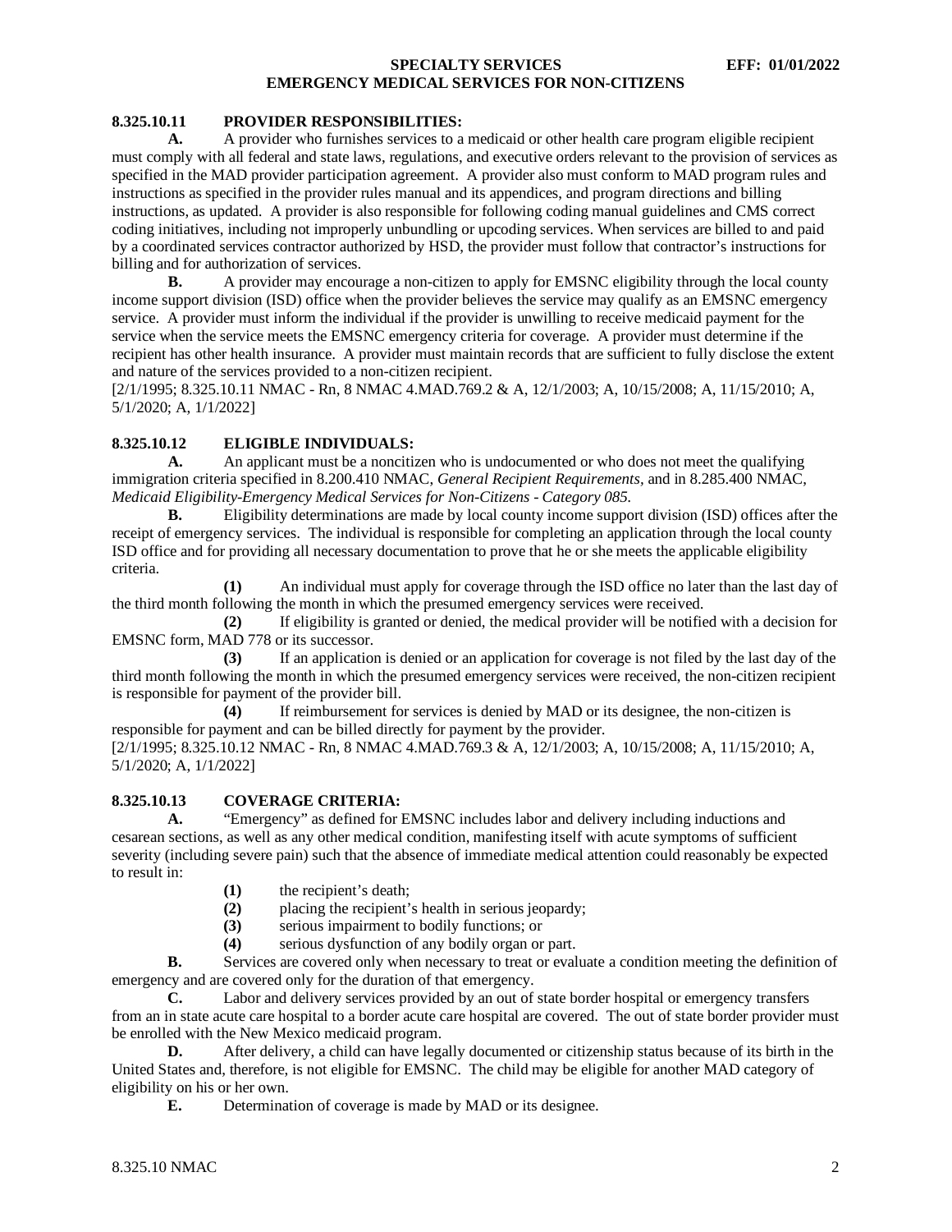## 8.325.10.11 PROVIDER RESPONSIBILITIES:

**A.** A provider who furnishes services to a medicaid or other health care program eligible recipient must comply with all federal and state laws, regulations, and executive orders relevant to the provision of services as specified in the MAD provider participation agreement. A provider also must conform to MAD program rules and instructions as specified in the provider rules manual and its appendices, and program directions and billing instructions, as updated. A provider is also responsible for following coding manual guidelines and CMS correct coding initiatives, including not improperly unbundling or upcoding services. When services are billed to and paid by a coordinated services contractor authorized by HSD, the provider must follow that contractor's instructions for billing and for authorization of services.

**B.** A provider may encourage a non-citizen to apply for EMSNC eligibility through the local county income support division (ISD) office when the provider believes the service may qualify as an EMSNC emergency service. A provider must inform the individual if the provider is unwilling to receive medicaid payment for the service when the service meets the EMSNC emergency criteria for coverage. A provider must determine if the recipient has other health insurance. A provider must maintain records that are sufficient to fully disclose the extent and nature of the services provided to a non-citizen recipient.

[2/1/1995; 8.325.10.11 NMAC - Rn, 8 NMAC 4.MAD.769.2 & A, 12/1/2003; A, 10/15/2008; A, 11/15/2010; A, 5/1/2020; A, 1/1/2022]

## 8.325.10.12 ELIGIBLE INDIVIDUALS:

**A.** An applicant must be a noncitizen who is undocumented or who does not meet the qualifying immigration criteria specified in 8.200.410 NMAC, *General Recipient Requirements*, and in 8.285.400 NMAC, *Medicaid Eligibility-Emergency Medical Services for Non-Citizens - Category 085.*

**B.** Eligibility determinations are made by local county income support division (ISD) offices after the receipt of emergency services. The individual is responsible for completing an application through the local county ISD office and for providing all necessary documentation to prove that he or she meets the applicable eligibility criteria.

**(1)** An individual must apply for coverage through the ISD office no later than the last day of the third month following the month in which the presumed emergency services were received.

**(2)** If eligibility is granted or denied, the medical provider will be notified with a decision for EMSNC form, MAD 778 or its successor.

**(3)** If an application is denied or an application for coverage is not filed by the last day of the third month following the month in which the presumed emergency services were received, the non-citizen recipient is responsible for payment of the provider bill.

**(4)** If reimbursement for services is denied by MAD or its designee, the non-citizen is responsible for payment and can be billed directly for payment by the provider.

[2/1/1995; 8.325.10.12 NMAC - Rn, 8 NMAC 4.MAD.769.3 & A, 12/1/2003; A, 10/15/2008; A, 11/15/2010; A, 5/1/2020; A, 1/1/2022]

## 8.325.10.13 COVERAGE CRITERIA:

**A.** "Emergency" as defined for EMSNC includes labor and delivery including inductions and cesarean sections, as well as any other medical condition, manifesting itself with acute symptoms of sufficient severity (including severe pain) such that the absence of immediate medical attention could reasonably be expected to result in:

**(1)** the recipient's death;

**(2)** placing the recipient's health in serious jeopardy;

**(3)** serious impairment to bodily functions; or

**(4)** serious dysfunction of any bodily organ or part.

**B.** Services are covered only when necessary to treat or evaluate a condition meeting the definition of emergency and are covered only for the duration of that emergency.

**C.** Labor and delivery services provided by an out of state border hospital or emergency transfers from an in state acute care hospital to a border acute care hospital are covered. The out of state border provider must be enrolled with the New Mexico medicaid program.

**D.** After delivery, a child can have legally documented or citizenship status because of its birth in the United States and, therefore, is not eligible for EMSNC. The child may be eligible for another MAD category of eligibility on his or her own.

**E.** Determination of coverage is made by MAD or its designee.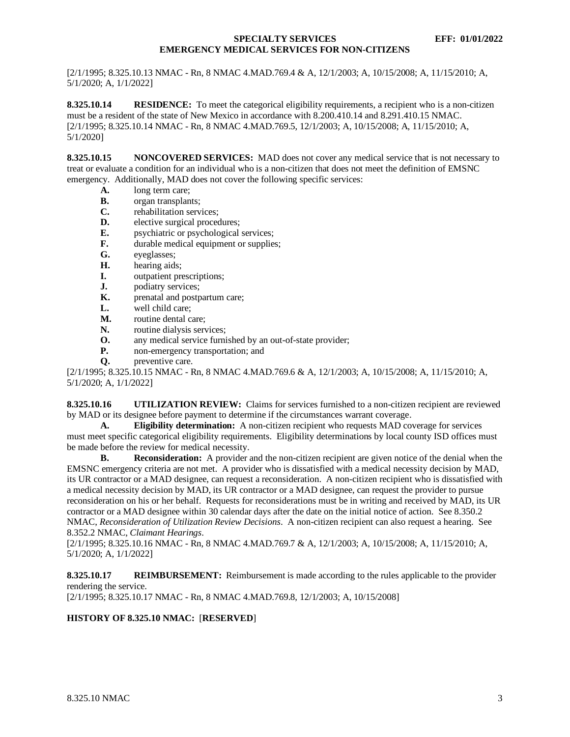[2/1/1995; 8.325.10.13 NMAC - Rn, 8 NMAC 4.MAD.769.4 & A, 12/1/2003; A, 10/15/2008; A, 11/15/2010; A, 5/1/2020; A, 1/1/2022]

**8.325.10.14 RESIDENCE:** To meet the categorical eligibility requirements, a recipient who is a non-citizen must be a resident of the state of New Mexico in accordance with 8.200.410.14 and 8.291.410.15 NMAC.
[2/1/1995; 8.325.10.14 NMAC - Rn, 8 NMAC 4.MAD.769.5, 12/1/2003; A, 10/15/2008; A, 11/15/2010; A, 5/1/2020]

**8.325.10.15 NONCOVERED SERVICES:** MAD does not cover any medical service that is not necessary to treat or evaluate a condition for an individual who is a non-citizen that does not meet the definition of EMSNC emergency. Additionally, MAD does not cover the following specific services:

**A.** long term care;
**B.** organ transplants;
**C.** rehabilitation services;
**D.** elective surgical procedures;
**E.** psychiatric or psychological services;
**F.** durable medical equipment or supplies;
**G.** eyeglasses;
**H.** hearing aids;
**I.** outpatient prescriptions;
**J.** podiatry services;
**K.** prenatal and postpartum care;
**L.** well child care;
**M.** routine dental care;
**N.** routine dialysis services;
**O.** any medical service furnished by an out-of-state provider;
**P.** non-emergency transportation; and
**Q.** preventive care.

[2/1/1995; 8.325.10.15 NMAC - Rn, 8 NMAC 4.MAD.769.6 & A, 12/1/2003; A, 10/15/2008; A, 11/15/2010; A, 5/1/2020; A, 1/1/2022]

**8.325.10.16 UTILIZATION REVIEW:** Claims for services furnished to a non-citizen recipient are reviewed by MAD or its designee before payment to determine if the circumstances warrant coverage.

**A. Eligibility determination:** A non-citizen recipient who requests MAD coverage for services must meet specific categorical eligibility requirements. Eligibility determinations by local county ISD offices must be made before the review for medical necessity.

**B. Reconsideration:** A provider and the non-citizen recipient are given notice of the denial when the EMSNC emergency criteria are not met. A provider who is dissatisfied with a medical necessity decision by MAD, its UR contractor or a MAD designee, can request a reconsideration. A non-citizen recipient who is dissatisfied with a medical necessity decision by MAD, its UR contractor or a MAD designee, can request the provider to pursue reconsideration on his or her behalf. Requests for reconsiderations must be in writing and received by MAD, its UR contractor or a MAD designee within 30 calendar days after the date on the initial notice of action. See 8.350.2 NMAC, *Reconsideration of Utilization Review Decisions*. A non-citizen recipient can also request a hearing. See 8.352.2 NMAC, *Claimant Hearings*.

[2/1/1995; 8.325.10.16 NMAC - Rn, 8 NMAC 4.MAD.769.7 & A, 12/1/2003; A, 10/15/2008; A, 11/15/2010; A, 5/1/2020; A, 1/1/2022]

**8.325.10.17 REIMBURSEMENT:** Reimbursement is made according to the rules applicable to the provider rendering the service.
[2/1/1995; 8.325.10.17 NMAC - Rn, 8 NMAC 4.MAD.769.8, 12/1/2003; A, 10/15/2008]

**HISTORY OF 8.325.10 NMAC:** [**RESERVED**]